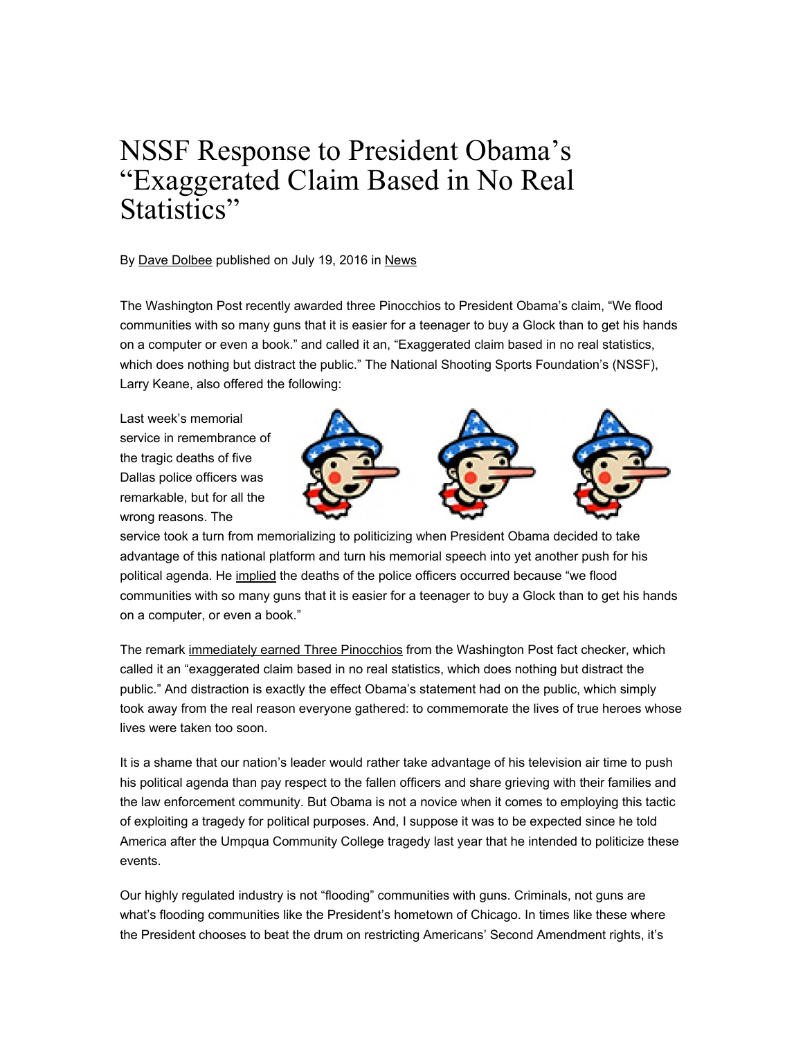# NSSF Response to President Obama's "Exaggerated Claim Based in No Real Statistics"

By Dave Dolbee published on July 19, 2016 in News

The Washington Post recently awarded three Pinocchios to President Obama's claim, "We flood communities with so many guns that it is easier for a teenager to buy a Glock than to get his hands on a computer or even a book." and called it an, "Exaggerated claim based in no real statistics, which does nothing but distract the public." The National Shooting Sports Foundation's (NSSF), Larry Keane, also offered the following:

Last week's memorial service in remembrance of the tragic deaths of five Dallas police officers was remarkable, but for all the wrong reasons. The service took a turn from memorializing to politicizing when President Obama decided to take advantage of this national platform and turn his memorial speech into yet another push for his political agenda. He implied the deaths of the police officers occurred because "we flood communities with so many guns that it is easier for a teenager to buy a Glock than to get his hands on a computer, or even a book."

The remark immediately earned Three Pinocchios from the Washington Post fact checker, which called it an "exaggerated claim based in no real statistics, which does nothing but distract the public." And distraction is exactly the effect Obama's statement had on the public, which simply took away from the real reason everyone gathered: to commemorate the lives of true heroes whose lives were taken too soon.

It is a shame that our nation's leader would rather take advantage of his television air time to push his political agenda than pay respect to the fallen officers and share grieving with their families and the law enforcement community. But Obama is not a novice when it comes to employing this tactic of exploiting a tragedy for political purposes. And, I suppose it was to be expected since he told America after the Umpqua Community College tragedy last year that he intended to politicize these events.

Our highly regulated industry is not "flooding" communities with guns. Criminals, not guns are what's flooding communities like the President's hometown of Chicago. In times like these where the President chooses to beat the drum on restricting Americans' Second Amendment rights, it's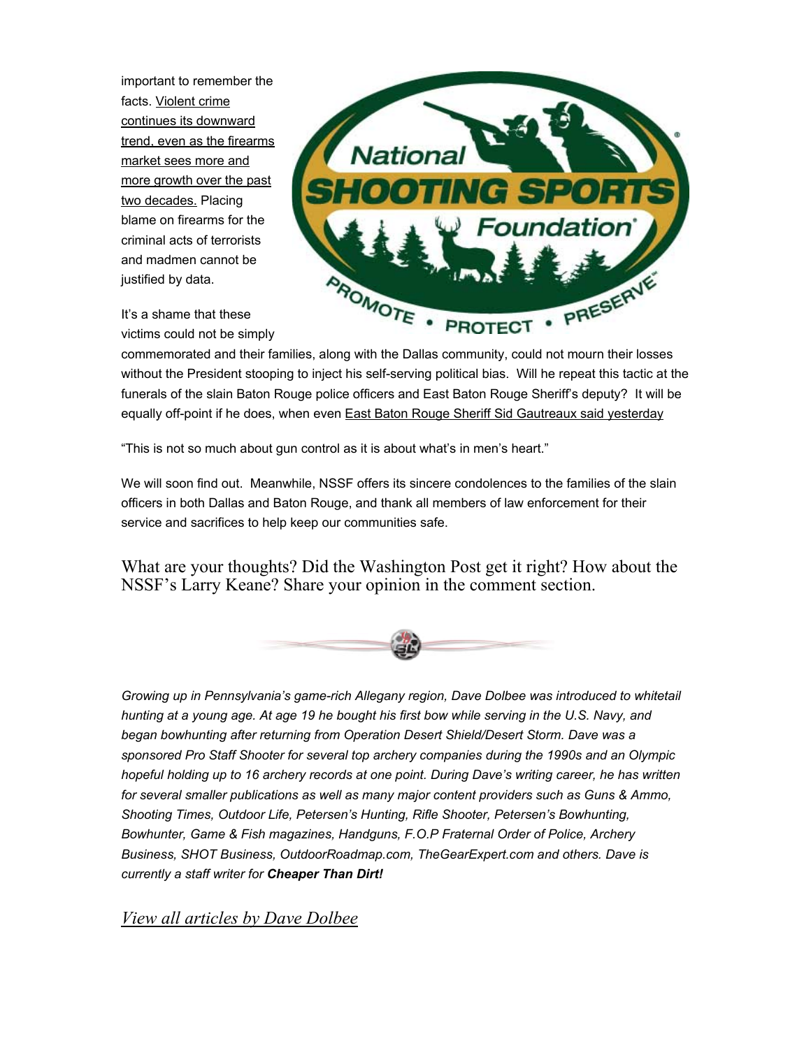important to remember the facts. Violent crime continues its downward trend, even as the firearms market sees more and more growth over the past two decades. Placing blame on firearms for the criminal acts of terrorists and madmen cannot be justified by data.

It's a shame that these victims could not be simply commemorated and their families, along with the Dallas community, could not mourn their losses without the President stooping to inject his self-serving political bias. Will he repeat this tactic at the funerals of the slain Baton Rouge police officers and East Baton Rouge Sheriff's deputy? It will be equally off-point if he does, when even East Baton Rouge Sheriff Sid Gautreaux said yesterday

"This is not so much about gun control as it is about what's in men's heart."

We will soon find out. Meanwhile, NSSF offers its sincere condolences to the families of the slain officers in both Dallas and Baton Rouge, and thank all members of law enforcement for their service and sacrifices to help keep our communities safe.

What are your thoughts? Did the Washington Post get it right? How about the NSSF's Larry Keane? Share your opinion in the comment section.

*Growing up in Pennsylvania's game-rich Allegany region, Dave Dolbee was introduced to whitetail hunting at a young age. At age 19 he bought his first bow while serving in the U.S. Navy, and began bowhunting after returning from Operation Desert Shield/Desert Storm. Dave was a sponsored Pro Staff Shooter for several top archery companies during the 1990s and an Olympic hopeful holding up to 16 archery records at one point. During Dave's writing career, he has written for several smaller publications as well as many major content providers such as Guns & Ammo, Shooting Times, Outdoor Life, Petersen's Hunting, Rifle Shooter, Petersen's Bowhunting, Bowhunter, Game & Fish magazines, Handguns, F.O.P Fraternal Order of Police, Archery Business, SHOT Business, OutdoorRoadmap.com, TheGearExpert.com and others. Dave is currently a staff writer for* ***Cheaper Than Dirt!***

*View all articles by Dave Dolbee*